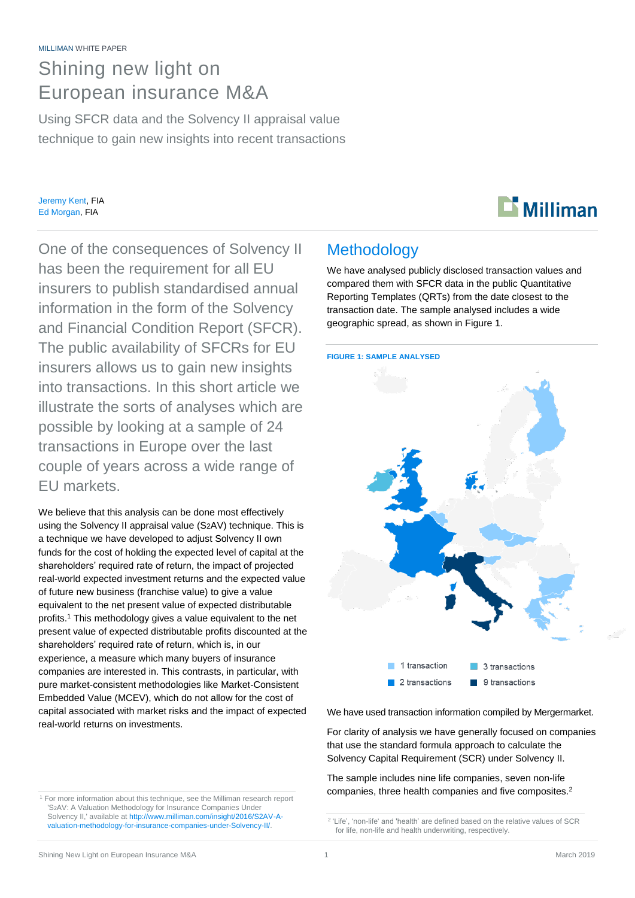MILLIMAN WHITE PAPER

# Shining new light on European insurance M&A

## Using SFCR data and the Solvency II appraisal value technique to gain new insights into recent transactions

Jeremy Kent, FIA
Ed Morgan, FIA

One of the consequences of Solvency II has been the requirement for all EU insurers to publish standardised annual information in the form of the Solvency and Financial Condition Report (SFCR). The public availability of SFCRs for EU insurers allows us to gain new insights into transactions. In this short article we illustrate the sorts of analyses which are possible by looking at a sample of 24 transactions in Europe over the last couple of years across a wide range of EU markets.

We believe that this analysis can be done most effectively using the Solvency II appraisal value (S2AV) technique. This is a technique we have developed to adjust Solvency II own funds for the cost of holding the expected level of capital at the shareholders' required rate of return, the impact of projected real-world expected investment returns and the expected value of future new business (franchise value) to give a value equivalent to the net present value of expected distributable profits.[1] This methodology gives a value equivalent to the net present value of expected distributable profits discounted at the shareholders' required rate of return, which is, in our experience, a measure which many buyers of insurance companies are interested in. This contrasts, in particular, with pure market-consistent methodologies like Market-Consistent Embedded Value (MCEV), which do not allow for the cost of capital associated with market risks and the impact of expected real-world returns on investments.

[1] For more information about this technique, see the Milliman research report 'S2AV: A Valuation Methodology for Insurance Companies Under Solvency II,' available at http://www.milliman.com/insight/2016/S2AV-A-valuation-methodology-for-insurance-companies-under-Solvency-II/.

## Methodology

We have analysed publicly disclosed transaction values and compared them with SFCR data in the public Quantitative Reporting Templates (QRTs) from the date closest to the transaction date. The sample analysed includes a wide geographic spread, as shown in Figure 1.

**FIGURE 1: SAMPLE ANALYSED**

1 transaction
2 transactions
3 transactions
9 transactions

We have used transaction information compiled by Mergermarket.

For clarity of analysis we have generally focused on companies that use the standard formula approach to calculate the Solvency Capital Requirement (SCR) under Solvency II.

The sample includes nine life companies, seven non-life companies, three health companies and five composites.[2]

[2] 'Life', 'non-life' and 'health' are defined based on the relative values of SCR for life, non-life and health underwriting, respectively.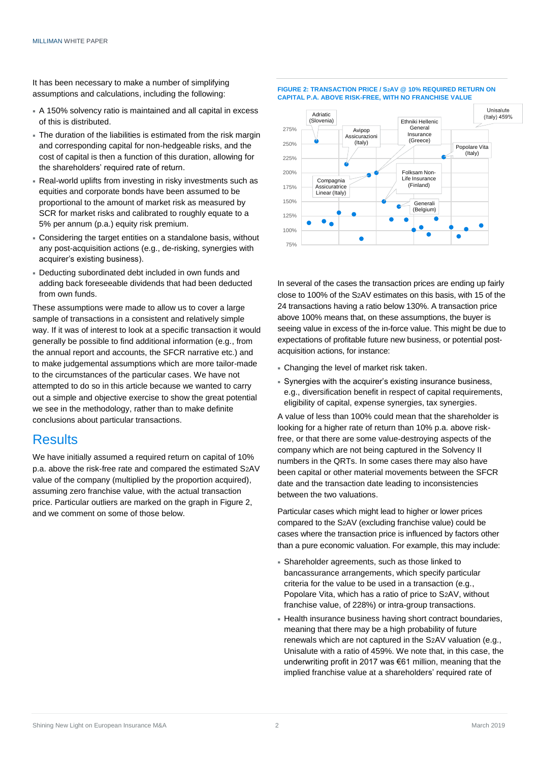It has been necessary to make a number of simplifying assumptions and calculations, including the following:

- A 150% solvency ratio is maintained and all capital in excess of this is distributed.
- The duration of the liabilities is estimated from the risk margin and corresponding capital for non-hedgeable risks, and the cost of capital is then a function of this duration, allowing for the shareholders' required rate of return.
- Real-world uplifts from investing in risky investments such as equities and corporate bonds have been assumed to be proportional to the amount of market risk as measured by SCR for market risks and calibrated to roughly equate to a 5% per annum (p.a.) equity risk premium.
- Considering the target entities on a standalone basis, without any post-acquisition actions (e.g., de-risking, synergies with acquirer's existing business).
- Deducting subordinated debt included in own funds and adding back foreseeable dividends that had been deducted from own funds.

These assumptions were made to allow us to cover a large sample of transactions in a consistent and relatively simple way. If it was of interest to look at a specific transaction it would generally be possible to find additional information (e.g., from the annual report and accounts, the SFCR narrative etc.) and to make judgemental assumptions which are more tailor-made to the circumstances of the particular cases. We have not attempted to do so in this article because we wanted to carry out a simple and objective exercise to show the great potential we see in the methodology, rather than to make definite conclusions about particular transactions.

## Results

We have initially assumed a required return on capital of 10% p.a. above the risk-free rate and compared the estimated S2AV value of the company (multiplied by the proportion acquired), assuming zero franchise value, with the actual transaction price. Particular outliers are marked on the graph in Figure 2, and we comment on some of those below.

**FIGURE 2: TRANSACTION PRICE / S2AV @ 10% REQUIRED RETURN ON CAPITAL P.A. ABOVE RISK-FREE, WITH NO FRANCHISE VALUE**

In several of the cases the transaction prices are ending up fairly close to 100% of the S2AV estimates on this basis, with 15 of the 24 transactions having a ratio below 130%. A transaction price above 100% means that, on these assumptions, the buyer is seeing value in excess of the in-force value. This might be due to expectations of profitable future new business, or potential post-acquisition actions, for instance:

- Changing the level of market risk taken.
- Synergies with the acquirer's existing insurance business, e.g., diversification benefit in respect of capital requirements, eligibility of capital, expense synergies, tax synergies.

A value of less than 100% could mean that the shareholder is looking for a higher rate of return than 10% p.a. above risk-free, or that there are some value-destroying aspects of the company which are not being captured in the Solvency II numbers in the QRTs. In some cases there may also have been capital or other material movements between the SFCR date and the transaction date leading to inconsistencies between the two valuations.

Particular cases which might lead to higher or lower prices compared to the S2AV (excluding franchise value) could be cases where the transaction price is influenced by factors other than a pure economic valuation. For example, this may include:

- Shareholder agreements, such as those linked to bancassurance arrangements, which specify particular criteria for the value to be used in a transaction (e.g., Popolare Vita, which has a ratio of price to S2AV, without franchise value, of 228%) or intra-group transactions.
- Health insurance business having short contract boundaries, meaning that there may be a high probability of future renewals which are not captured in the S2AV valuation (e.g., Unisalute with a ratio of 459%. We note that, in this case, the underwriting profit in 2017 was €61 million, meaning that the implied franchise value at a shareholders' required rate of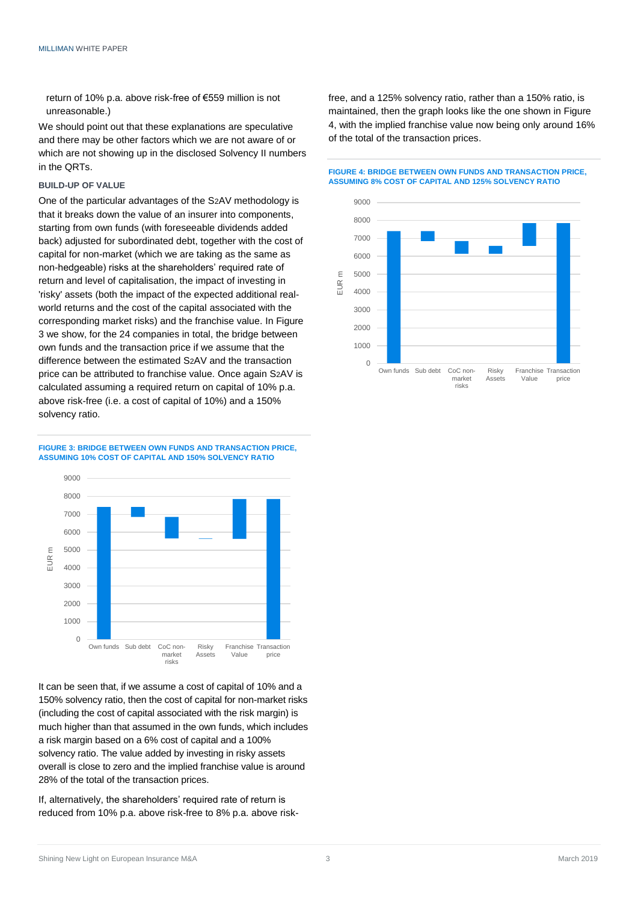return of 10% p.a. above risk-free of €559 million is not unreasonable.)

We should point out that these explanations are speculative and there may be other factors which we are not aware of or which are not showing up in the disclosed Solvency II numbers in the QRTs.

### BUILD-UP OF VALUE

One of the particular advantages of the S2AV methodology is that it breaks down the value of an insurer into components, starting from own funds (with foreseeable dividends added back) adjusted for subordinated debt, together with the cost of capital for non-market (which we are taking as the same as non-hedgeable) risks at the shareholders' required rate of return and level of capitalisation, the impact of investing in 'risky' assets (both the impact of the expected additional real-world returns and the cost of the capital associated with the corresponding market risks) and the franchise value. In Figure 3 we show, for the 24 companies in total, the bridge between own funds and the transaction price if we assume that the difference between the estimated S2AV and the transaction price can be attributed to franchise value. Once again S2AV is calculated assuming a required return on capital of 10% p.a. above risk-free (i.e. a cost of capital of 10%) and a 150% solvency ratio.

**FIGURE 3: BRIDGE BETWEEN OWN FUNDS AND TRANSACTION PRICE, ASSUMING 10% COST OF CAPITAL AND 150% SOLVENCY RATIO**

It can be seen that, if we assume a cost of capital of 10% and a 150% solvency ratio, then the cost of capital for non-market risks (including the cost of capital associated with the risk margin) is much higher than that assumed in the own funds, which includes a risk margin based on a 6% cost of capital and a 100% solvency ratio. The value added by investing in risky assets overall is close to zero and the implied franchise value is around 28% of the total of the transaction prices.

If, alternatively, the shareholders' required rate of return is reduced from 10% p.a. above risk-free to 8% p.a. above risk-free, and a 125% solvency ratio, rather than a 150% ratio, is maintained, then the graph looks like the one shown in Figure 4, with the implied franchise value now being only around 16% of the total of the transaction prices.

**FIGURE 4: BRIDGE BETWEEN OWN FUNDS AND TRANSACTION PRICE, ASSUMING 8% COST OF CAPITAL AND 125% SOLVENCY RATIO**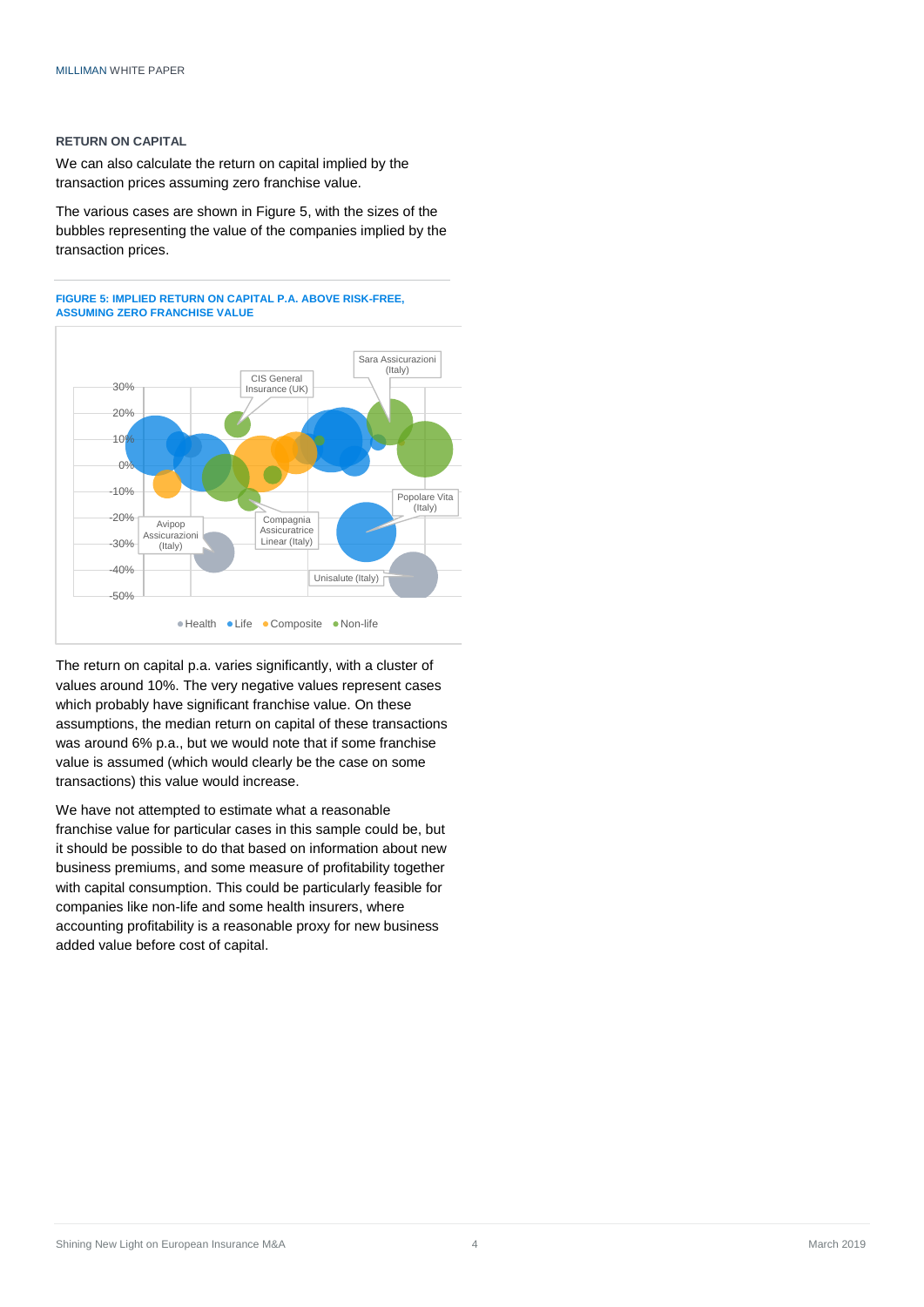### RETURN ON CAPITAL

We can also calculate the return on capital implied by the transaction prices assuming zero franchise value.

The various cases are shown in Figure 5, with the sizes of the bubbles representing the value of the companies implied by the transaction prices.

**FIGURE 5: IMPLIED RETURN ON CAPITAL P.A. ABOVE RISK-FREE, ASSUMING ZERO FRANCHISE VALUE**

The return on capital p.a. varies significantly, with a cluster of values around 10%. The very negative values represent cases which probably have significant franchise value. On these assumptions, the median return on capital of these transactions was around 6% p.a., but we would note that if some franchise value is assumed (which would clearly be the case on some transactions) this value would increase.

We have not attempted to estimate what a reasonable franchise value for particular cases in this sample could be, but it should be possible to do that based on information about new business premiums, and some measure of profitability together with capital consumption. This could be particularly feasible for companies like non-life and some health insurers, where accounting profitability is a reasonable proxy for new business added value before cost of capital.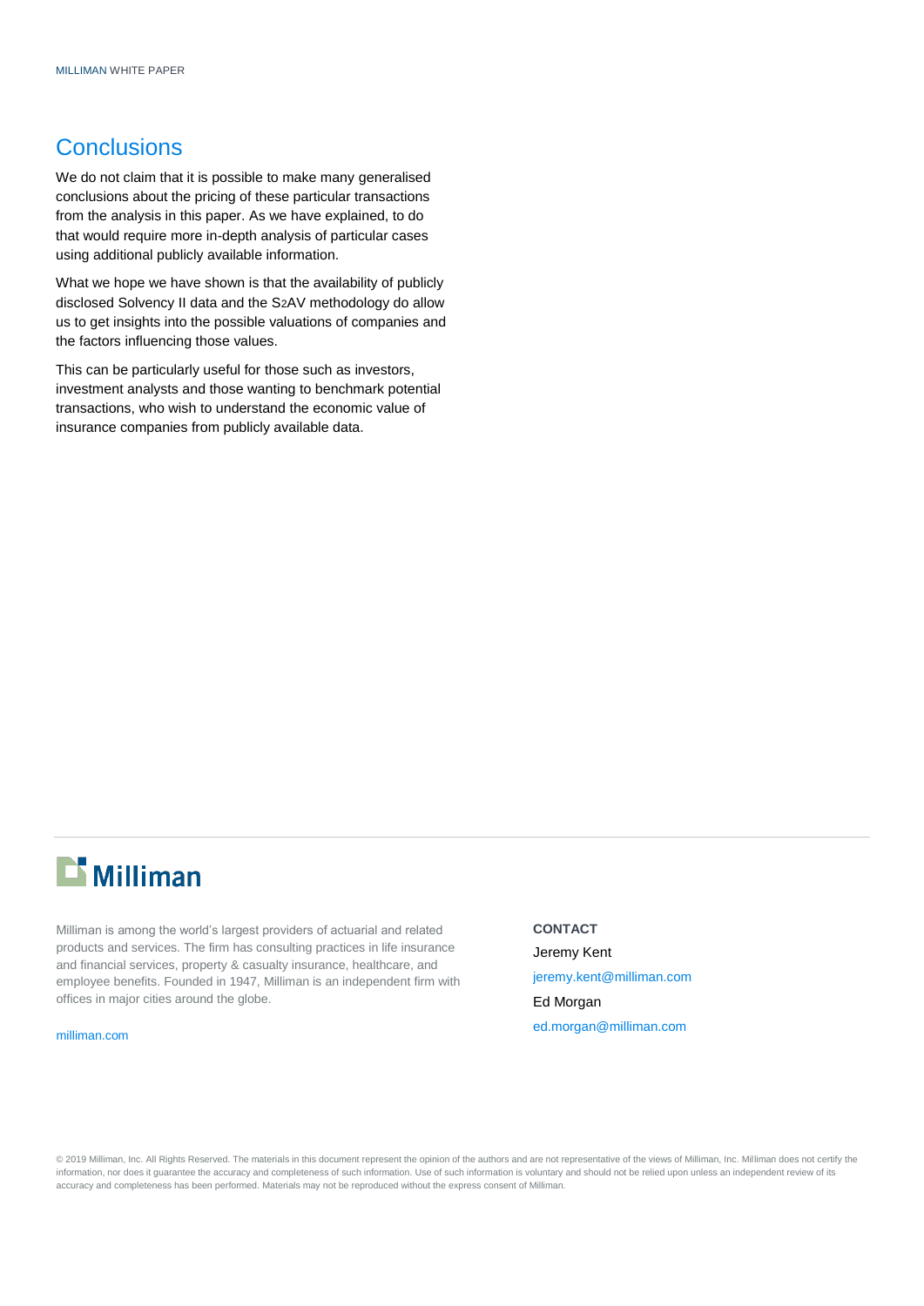## Conclusions

We do not claim that it is possible to make many generalised conclusions about the pricing of these particular transactions from the analysis in this paper. As we have explained, to do that would require more in-depth analysis of particular cases using additional publicly available information.

What we hope we have shown is that the availability of publicly disclosed Solvency II data and the S2AV methodology do allow us to get insights into the possible valuations of companies and the factors influencing those values.

This can be particularly useful for those such as investors, investment analysts and those wanting to benchmark potential transactions, who wish to understand the economic value of insurance companies from publicly available data.

Milliman

Milliman is among the world's largest providers of actuarial and related products and services. The firm has consulting practices in life insurance and financial services, property & casualty insurance, healthcare, and employee benefits. Founded in 1947, Milliman is an independent firm with offices in major cities around the globe.

milliman.com

**CONTACT**

Jeremy Kent

jeremy.kent@milliman.com

Ed Morgan

ed.morgan@milliman.com

© 2019 Milliman, Inc. All Rights Reserved. The materials in this document represent the opinion of the authors and are not representative of the views of Milliman, Inc. Milliman does not certify the information, nor does it guarantee the accuracy and completeness of such information. Use of such information is voluntary and should not be relied upon unless an independent review of its accuracy and completeness has been performed. Materials may not be reproduced without the express consent of Milliman.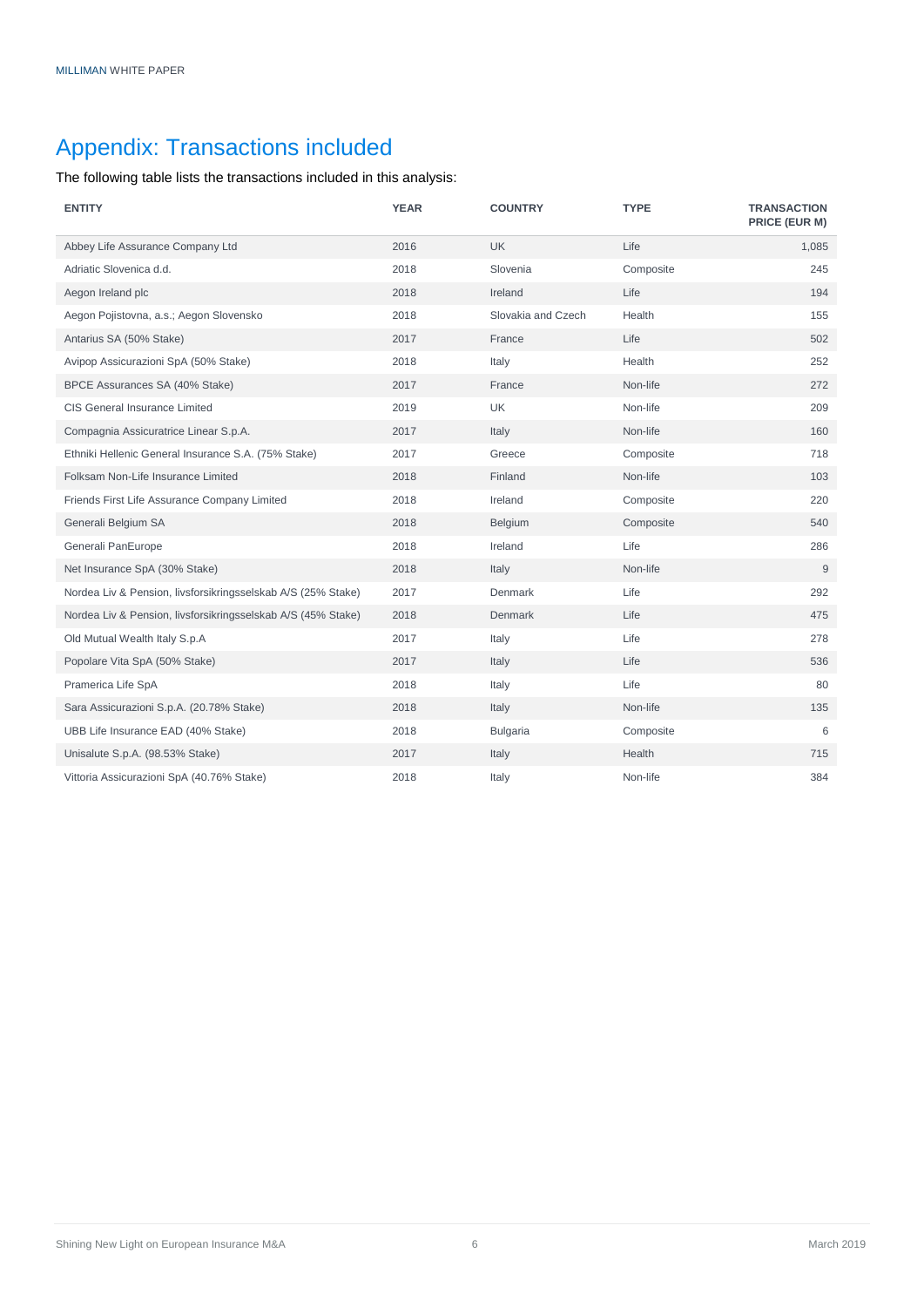# Appendix: Transactions included

The following table lists the transactions included in this analysis:

| ENTITY | YEAR | COUNTRY | TYPE | TRANSACTION PRICE (EUR M) |
|---|---|---|---|---|
| Abbey Life Assurance Company Ltd | 2016 | UK | Life | 1,085 |
| Adriatic Slovenica d.d. | 2018 | Slovenia | Composite | 245 |
| Aegon Ireland plc | 2018 | Ireland | Life | 194 |
| Aegon Pojistovna, a.s.; Aegon Slovensko | 2018 | Slovakia and Czech | Health | 155 |
| Antarius SA (50% Stake) | 2017 | France | Life | 502 |
| Avipop Assicurazioni SpA (50% Stake) | 2018 | Italy | Health | 252 |
| BPCE Assurances SA (40% Stake) | 2017 | France | Non-life | 272 |
| CIS General Insurance Limited | 2019 | UK | Non-life | 209 |
| Compagnia Assicuratrice Linear S.p.A. | 2017 | Italy | Non-life | 160 |
| Ethniki Hellenic General Insurance S.A. (75% Stake) | 2017 | Greece | Composite | 718 |
| Folksam Non-Life Insurance Limited | 2018 | Finland | Non-life | 103 |
| Friends First Life Assurance Company Limited | 2018 | Ireland | Composite | 220 |
| Generali Belgium SA | 2018 | Belgium | Composite | 540 |
| Generali PanEurope | 2018 | Ireland | Life | 286 |
| Net Insurance SpA (30% Stake) | 2018 | Italy | Non-life | 9 |
| Nordea Liv & Pension, livsforsikringsselskab A/S (25% Stake) | 2017 | Denmark | Life | 292 |
| Nordea Liv & Pension, livsforsikringsselskab A/S (45% Stake) | 2018 | Denmark | Life | 475 |
| Old Mutual Wealth Italy S.p.A | 2017 | Italy | Life | 278 |
| Popolare Vita SpA (50% Stake) | 2017 | Italy | Life | 536 |
| Pramerica Life SpA | 2018 | Italy | Life | 80 |
| Sara Assicurazioni S.p.A. (20.78% Stake) | 2018 | Italy | Non-life | 135 |
| UBB Life Insurance EAD (40% Stake) | 2018 | Bulgaria | Composite | 6 |
| Unisalute S.p.A. (98.53% Stake) | 2017 | Italy | Health | 715 |
| Vittoria Assicurazioni SpA (40.76% Stake) | 2018 | Italy | Non-life | 384 |